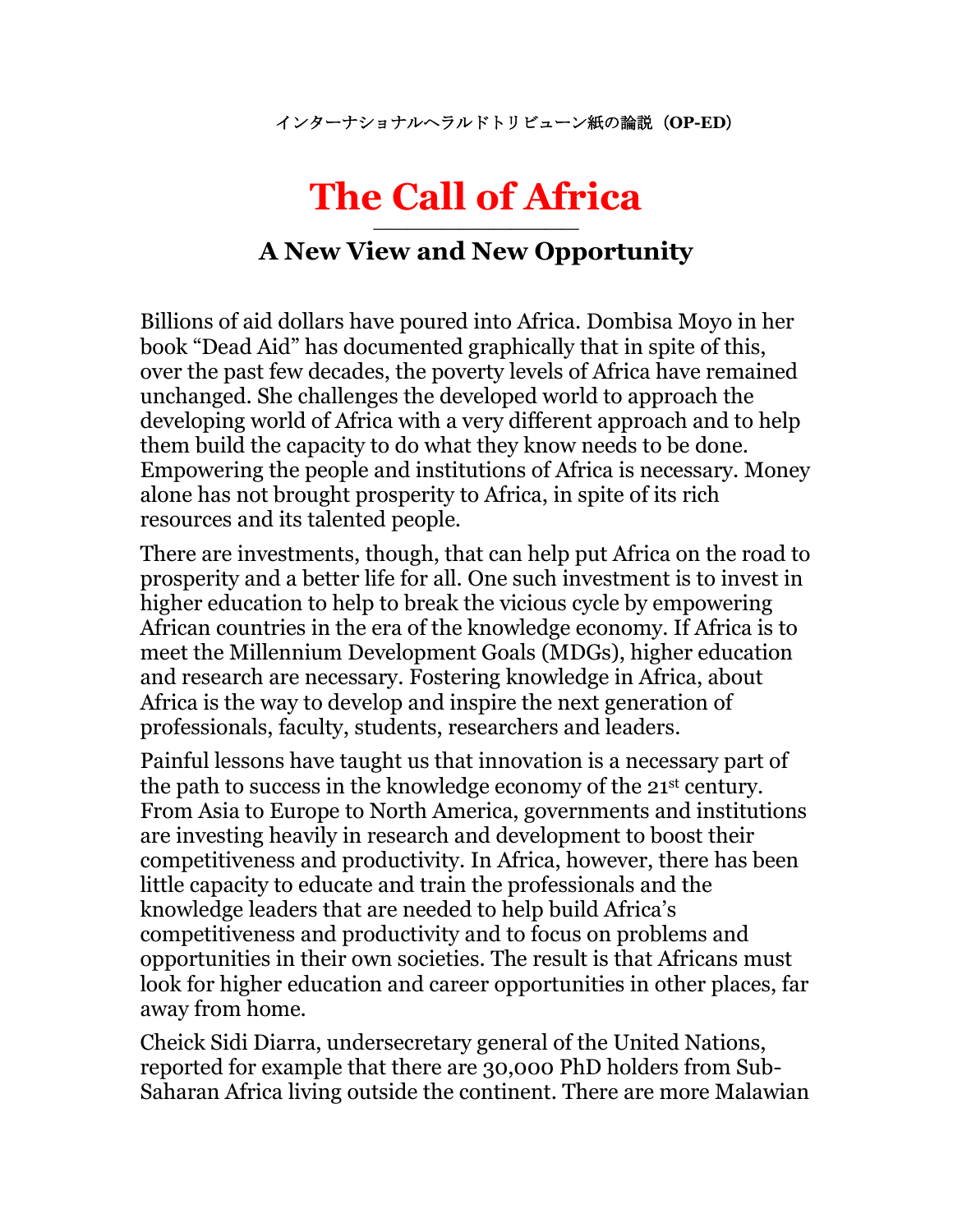インターナショナルヘラルドトリビューン紙の論説（**OP-ED**）

# The Call of Africa

## A New View and New Opportunity

Billions of aid dollars have poured into Africa. Dombisa Moyo in her book “Dead Aid” has documented graphically that in spite of this, over the past few decades, the poverty levels of Africa have remained unchanged. She challenges the developed world to approach the developing world of Africa with a very different approach and to help them build the capacity to do what they know needs to be done. Empowering the people and institutions of Africa is necessary. Money alone has not brought prosperity to Africa, in spite of its rich resources and its talented people.

There are investments, though, that can help put Africa on the road to prosperity and a better life for all. One such investment is to invest in higher education to help to break the vicious cycle by empowering African countries in the era of the knowledge economy. If Africa is to meet the Millennium Development Goals (MDGs), higher education and research are necessary. Fostering knowledge in Africa, about Africa is the way to develop and inspire the next generation of professionals, faculty, students, researchers and leaders.

Painful lessons have taught us that innovation is a necessary part of the path to success in the knowledge economy of the 21st century. From Asia to Europe to North America, governments and institutions are investing heavily in research and development to boost their competitiveness and productivity. In Africa, however, there has been little capacity to educate and train the professionals and the knowledge leaders that are needed to help build Africa’s competitiveness and productivity and to focus on problems and opportunities in their own societies. The result is that Africans must look for higher education and career opportunities in other places, far away from home.

Cheick Sidi Diarra, undersecretary general of the United Nations, reported for example that there are 30,000 PhD holders from Sub-Saharan Africa living outside the continent. There are more Malawian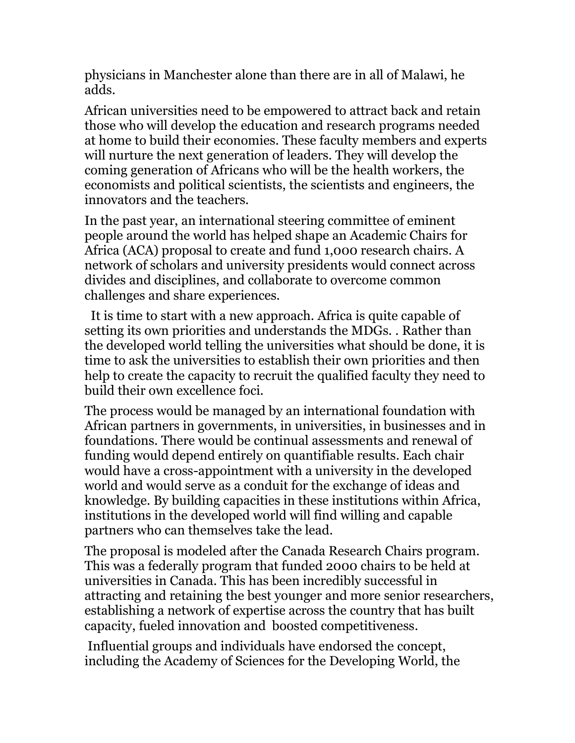physicians in Manchester alone than there are in all of Malawi, he adds.

African universities need to be empowered to attract back and retain those who will develop the education and research programs needed at home to build their economies. These faculty members and experts will nurture the next generation of leaders. They will develop the coming generation of Africans who will be the health workers, the economists and political scientists, the scientists and engineers, the innovators and the teachers.

In the past year, an international steering committee of eminent people around the world has helped shape an Academic Chairs for Africa (ACA) proposal to create and fund 1,000 research chairs. A network of scholars and university presidents would connect across divides and disciplines, and collaborate to overcome common challenges and share experiences.

It is time to start with a new approach. Africa is quite capable of setting its own priorities and understands the MDGs. . Rather than the developed world telling the universities what should be done, it is time to ask the universities to establish their own priorities and then help to create the capacity to recruit the qualified faculty they need to build their own excellence foci.

The process would be managed by an international foundation with African partners in governments, in universities, in businesses and in foundations. There would be continual assessments and renewal of funding would depend entirely on quantifiable results. Each chair would have a cross-appointment with a university in the developed world and would serve as a conduit for the exchange of ideas and knowledge. By building capacities in these institutions within Africa, institutions in the developed world will find willing and capable partners who can themselves take the lead.

The proposal is modeled after the Canada Research Chairs program. This was a federally program that funded 2000 chairs to be held at universities in Canada. This has been incredibly successful in attracting and retaining the best younger and more senior researchers, establishing a network of expertise across the country that has built capacity, fueled innovation and boosted competitiveness.

Influential groups and individuals have endorsed the concept, including the Academy of Sciences for the Developing World, the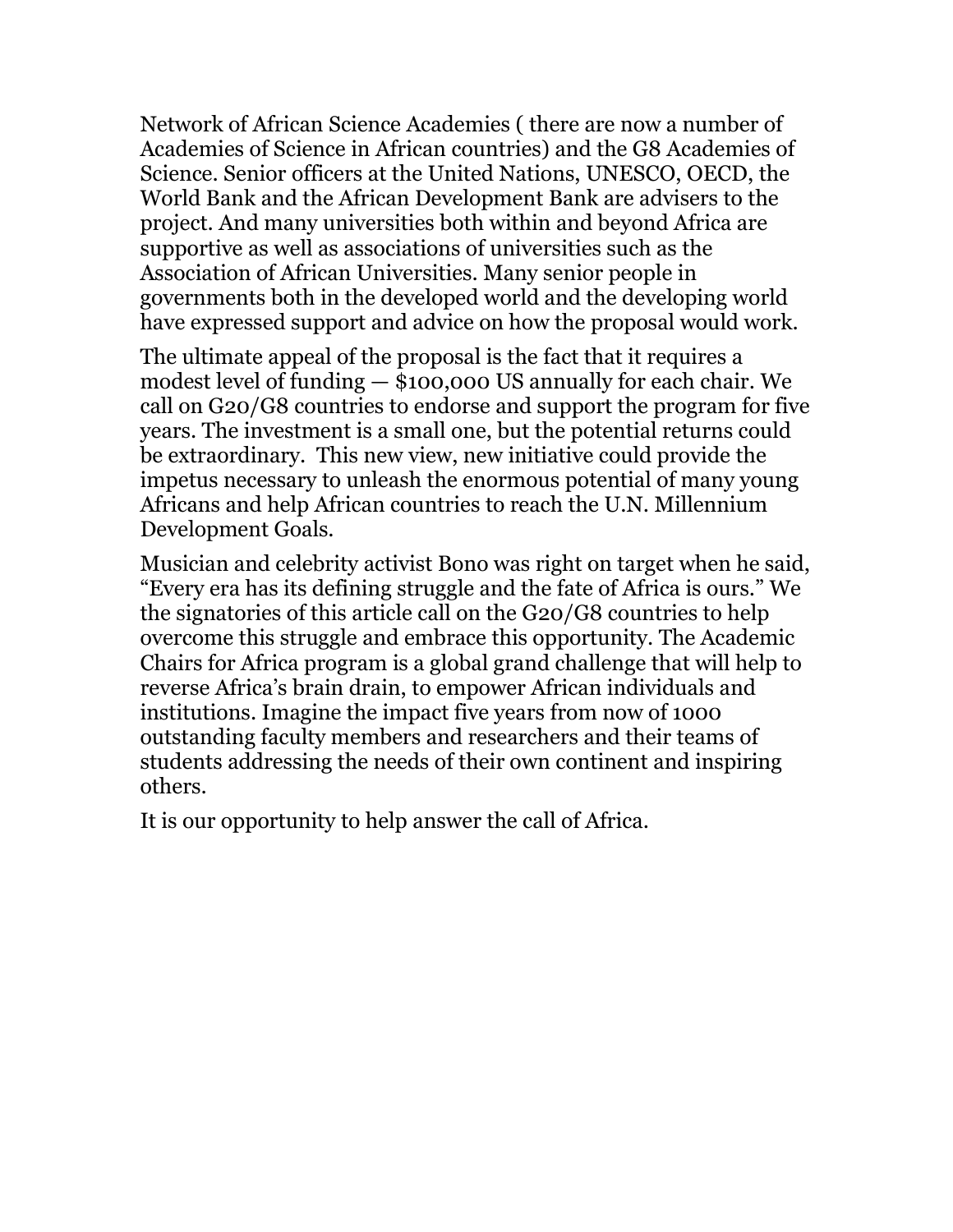Network of African Science Academies ( there are now a number of Academies of Science in African countries) and the G8 Academies of Science. Senior officers at the United Nations, UNESCO, OECD, the World Bank and the African Development Bank are advisers to the project. And many universities both within and beyond Africa are supportive as well as associations of universities such as the Association of African Universities. Many senior people in governments both in the developed world and the developing world have expressed support and advice on how the proposal would work.

The ultimate appeal of the proposal is the fact that it requires a modest level of funding — $100,000 US annually for each chair. We call on G20/G8 countries to endorse and support the program for five years. The investment is a small one, but the potential returns could be extraordinary. This new view, new initiative could provide the impetus necessary to unleash the enormous potential of many young Africans and help African countries to reach the U.N. Millennium Development Goals.

Musician and celebrity activist Bono was right on target when he said, “Every era has its defining struggle and the fate of Africa is ours.” We the signatories of this article call on the G20/G8 countries to help overcome this struggle and embrace this opportunity. The Academic Chairs for Africa program is a global grand challenge that will help to reverse Africa’s brain drain, to empower African individuals and institutions. Imagine the impact five years from now of 1000 outstanding faculty members and researchers and their teams of students addressing the needs of their own continent and inspiring others.

It is our opportunity to help answer the call of Africa.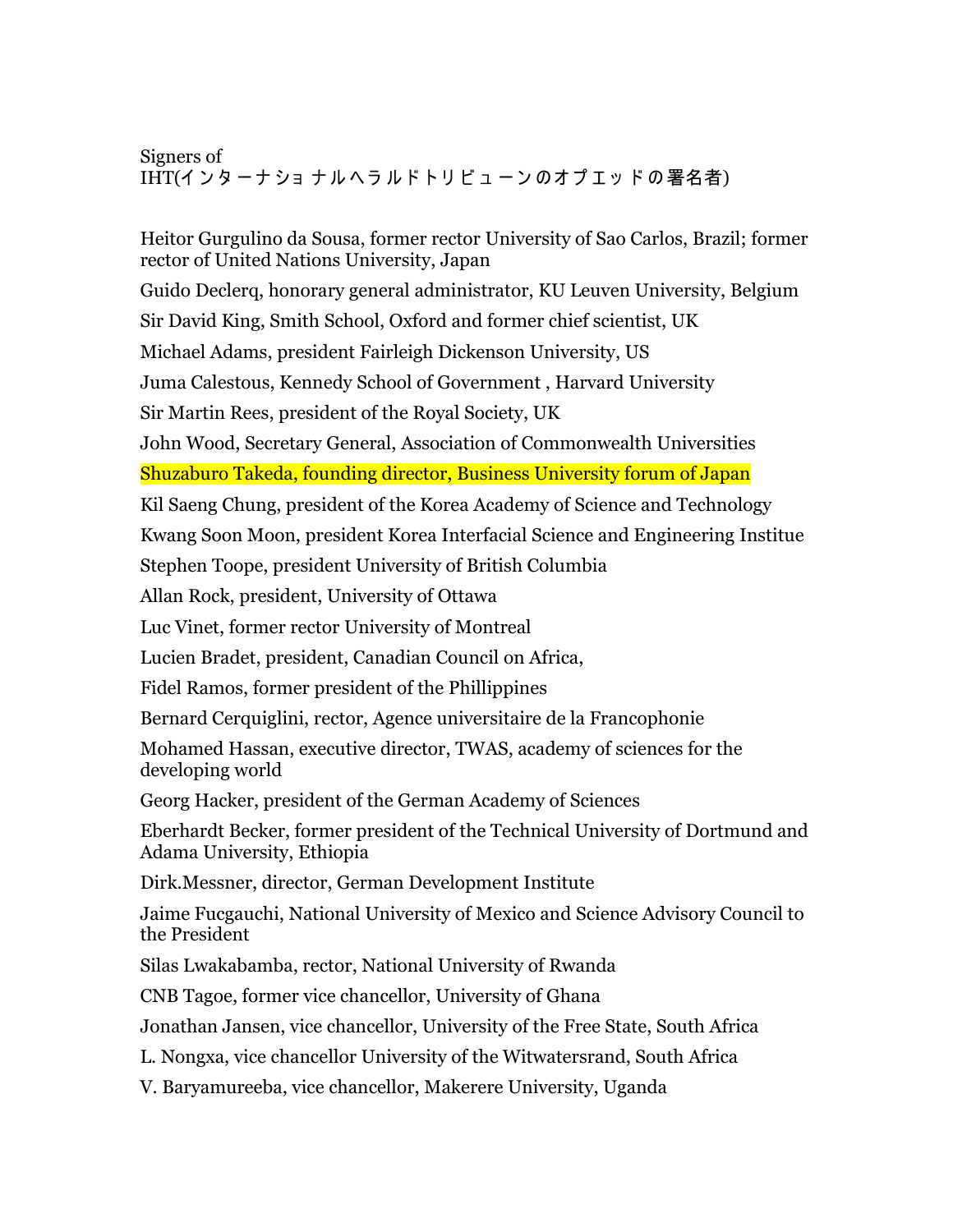Signers of
IHT(インターナショ ナルヘラルドトリビューンのオプエッドの署名者)

Heitor Gurgulino da Sousa, former rector University of Sao Carlos, Brazil; former rector of United Nations University, Japan

Guido Declerq, honorary general administrator, KU Leuven University, Belgium

Sir David King, Smith School, Oxford and former chief scientist, UK

Michael Adams, president Fairleigh Dickenson University, US

Juma Calestous, Kennedy School of Government , Harvard University

Sir Martin Rees, president of the Royal Society, UK

John Wood, Secretary General, Association of Commonwealth Universities

Shuzaburo Takeda, founding director, Business University forum of Japan

Kil Saeng Chung, president of the Korea Academy of Science and Technology

Kwang Soon Moon, president Korea Interfacial Science and Engineering Institue

Stephen Toope, president University of British Columbia

Allan Rock, president, University of Ottawa

Luc Vinet, former rector University of Montreal

Lucien Bradet, president, Canadian Council on Africa,

Fidel Ramos, former president of the Phillippines

Bernard Cerquiglini, rector, Agence universitaire de la Francophonie

Mohamed Hassan, executive director, TWAS, academy of sciences for the developing world

Georg Hacker, president of the German Academy of Sciences

Eberhardt Becker, former president of the Technical University of Dortmund and Adama University, Ethiopia

Dirk.Messner, director, German Development Institute

Jaime Fucgauchi, National University of Mexico and Science Advisory Council to the President

Silas Lwakabamba, rector, National University of Rwanda

CNB Tagoe, former vice chancellor, University of Ghana

Jonathan Jansen, vice chancellor, University of the Free State, South Africa

L. Nongxa, vice chancellor University of the Witwatersrand, South Africa

V. Baryamureeba, vice chancellor, Makerere University, Uganda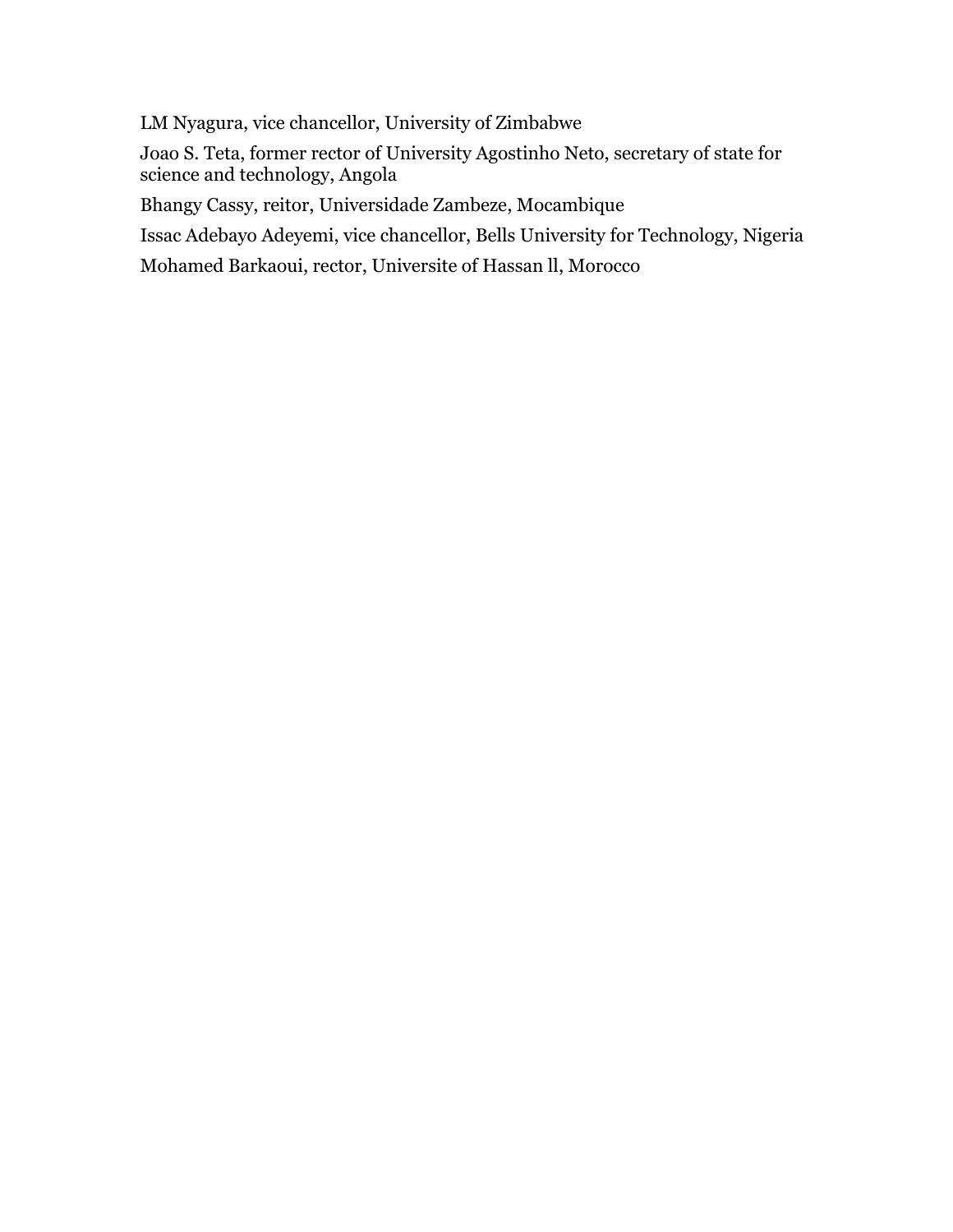LM Nyagura, vice chancellor, University of Zimbabwe

Joao S. Teta, former rector of University Agostinho Neto, secretary of state for science and technology, Angola

Bhangy Cassy, reitor, Universidade Zambeze, Mocambique

Issac Adebayo Adeyemi, vice chancellor, Bells University for Technology, Nigeria

Mohamed Barkaoui, rector, Universite of Hassan ll, Morocco